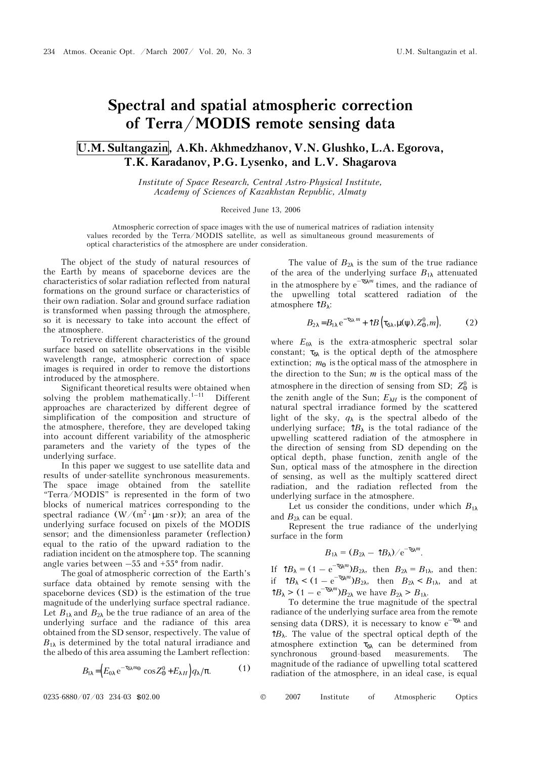# Spectral and spatial atmospheric correction of Terra/MODIS remote sensing data

## U.M. Sultangazin, A.Kh. Akhmedzhanov, V.N. Glushko, L.A. Egorova, T.K. Karadanov, P.G. Lysenko, and L.V. Shagarova

*Institute of Space Research, Central Astro-Physical Institute, Academy of Sciences of Kazakhstan Republic, Almaty*

Received June 13, 2006

Atmospheric correction of space images with the use of numerical matrices of radiation intensity values recorded by the Terra/MODIS satellite, as well as simultaneous ground measurements of optical characteristics of the atmosphere are under consideration.

The object of the study of natural resources of the Earth by means of spaceborne devices are the characteristics of solar radiation reflected from natural formations on the ground surface or characteristics of their own radiation. Solar and ground surface radiation is transformed when passing through the atmosphere, so it is necessary to take into account the effect of the atmosphere.

To retrieve different characteristics of the ground surface based on satellite observations in the visible wavelength range, atmospheric correction of space images is required in order to remove the distortions introduced by the atmosphere.

Significant theoretical results were obtained when solving the problem mathematically.[1–11] Different approaches are characterized by different degree of simplification of the composition and structure of the atmosphere, therefore, they are developed taking into account different variability of the atmospheric parameters and the variety of the types of the underlying surface.

In this paper we suggest to use satellite data and results of under-satellite synchronous measurements. The space image obtained from the satellite "Terra/MODIS" is represented in the form of two blocks of numerical matrices corresponding to the spectral radiance (W/(m$^2$ · μm · sr)); an area of the underlying surface focused on pixels of the MODIS sensor; and the dimensionless parameter (reflection) equal to the ratio of the upward radiation to the radiation incident on the atmosphere top. The scanning angle varies between –55 and +55° from nadir.

The goal of atmospheric correction of the Earth's surface data obtained by remote sensing with the spaceborne devices (SD) is the estimation of the true magnitude of the underlying surface spectral radiance. Let $B_{1\lambda}$ and $B_{2\lambda}$ be the true radiance of an area of the underlying surface and the radiance of this area obtained from the SD sensor, respectively. The value of $B_{1\lambda}$ is determined by the total natural irradiance and the albedo of this area assuming the Lambert reflection:

$$B_{1\lambda} = \left(E_{0\lambda}\, e^{-\tau_{\delta\lambda} m_\Theta} \cos Z^0_\Theta + E_{\lambda H}\right) q_\lambda / \pi. \qquad (1)$$

The value of $B_{2\lambda}$ is the sum of the true radiance of the area of the underlying surface $B_{1\lambda}$ attenuated in the atmosphere by $e^{-\tau_{\delta\lambda} m}$ times, and the radiance of the upwelling total scattered radiation of the atmosphere $\uparrow B_\lambda$:

$$B_{2\lambda} = B_{1\lambda}\, e^{-\tau_{\delta\lambda} m} + \uparrow B\left(\tau_{\delta\lambda}, \mu(\psi), Z^0_\Theta, m\right), \qquad (2)$$

where $E_{0\lambda}$ is the extra-atmospheric spectral solar constant; $\tau_{\delta\lambda}$ is the optical depth of the atmosphere extinction; $m_\Theta$ is the optical mass of the atmosphere in the direction to the Sun; $m$ is the optical mass of the atmosphere in the direction of sensing from SD; $Z^0_\Theta$ is the zenith angle of the Sun; $E_{\lambda H}$ is the component of natural spectral irradiance formed by the scattered light of the sky, $q_\lambda$ is the spectral albedo of the underlying surface; $\uparrow B_\lambda$ is the total radiance of the upwelling scattered radiation of the atmosphere in the direction of sensing from SD depending on the optical depth, phase function, zenith angle of the Sun, optical mass of the atmosphere in the direction of sensing, as well as the multiply scattered direct radiation, and the radiation reflected from the underlying surface in the atmosphere.

Let us consider the conditions, under which $B_{1\lambda}$ and $B_{2\lambda}$ can be equal.

Represent the true radiance of the underlying surface in the form

$$B_{1\lambda} = (B_{2\lambda} - \uparrow B_\lambda)/e^{-\tau_{\delta\lambda} m}.$$

If $\uparrow B_\lambda = (1 - e^{-\tau_{\delta\lambda} m})B_{2\lambda}$, then $B_{2\lambda} = B_{1\lambda}$, and then: if $\uparrow B_\lambda < (1 - e^{-\tau_{\delta\lambda} m})B_{2\lambda}$, then $B_{2\lambda} < B_{1\lambda}$, and at $\uparrow B_\lambda > (1 - e^{-\tau_{\delta\lambda} m})B_{2\lambda}$ we have $B_{2\lambda} > B_{1\lambda}$.

To determine the true magnitude of the spectral radiance of the underlying surface area from the remote sensing data (DRS), it is necessary to know $e^{-\tau_{\delta\lambda}}$ and $\uparrow B_\lambda$. The value of the spectral optical depth of the atmosphere extinction $\tau_{\delta\lambda}$ can be determined from synchronous ground-based measurements. The magnitude of the radiance of upwelling total scattered radiation of the atmosphere, in an ideal case, is equal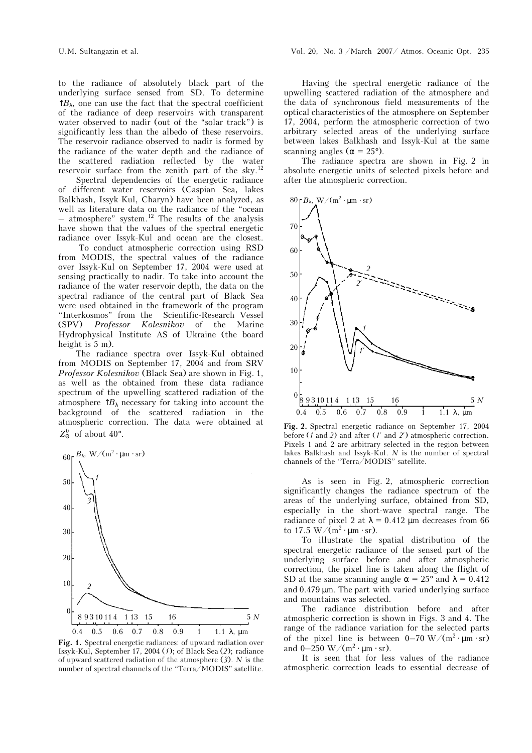to the radiance of absolutely black part of the underlying surface sensed from SD. To determine $\uparrow B_\lambda$, one can use the fact that the spectral coefficient of the radiance of deep reservoirs with transparent water observed to nadir (out of the "solar track") is significantly less than the albedo of these reservoirs. The reservoir radiance observed to nadir is formed by the radiance of the water depth and the radiance of the scattered radiation reflected by the water reservoir surface from the zenith part of the sky.[12]

Spectral dependencies of the energetic radiance of different water reservoirs (Caspian Sea, lakes Balkhash, Issyk-Kul, Charyn) have been analyzed, as well as literature data on the radiance of the "ocean – atmosphere" system.[12] The results of the analysis have shown that the values of the spectral energetic radiance over Issyk-Kul and ocean are the closest.

To conduct atmospheric correction using RSD from MODIS, the spectral values of the radiance over Issyk-Kul on September 17, 2004 were used at sensing practically to nadir. To take into account the radiance of the water reservoir depth, the data on the spectral radiance of the central part of Black Sea were used obtained in the framework of the program "Interkosmos" from the Scientific-Research Vessel (SPV) *Professor Kolesnikov* of the Marine Hydrophysical Institute AS of Ukraine (the board height is 5 m).

The radiance spectra over Issyk-Kul obtained from MODIS on September 17, 2004 and from SRV *Professor Kolesnikov* (Black Sea) are shown in Fig. 1, as well as the obtained from these data radiance spectrum of the upwelling scattered radiation of the atmosphere $\uparrow B_\lambda$ necessary for taking into account the background of the scattered radiation in the atmospheric correction. The data were obtained at $Z^0_\odot$ of about 40°.

**Fig. 1.** Spectral energetic radiances: of upward radiation over Issyk-Kul, September 17, 2004 (*1*); of Black Sea (*2*); radiance of upward scattered radiation of the atmosphere (*3*). *N* is the number of spectral channels of the "Terra/MODIS" satellite.

Having the spectral energetic radiance of the upwelling scattered radiation of the atmosphere and the data of synchronous field measurements of the optical characteristics of the atmosphere on September 17, 2004, perform the atmospheric correction of two arbitrary selected areas of the underlying surface between lakes Balkhash and Issyk-Kul at the same scanning angles ($\alpha = 25°$).

The radiance spectra are shown in Fig. 2 in absolute energetic units of selected pixels before and after the atmospheric correction.

**Fig. 2.** Spectral energetic radiance on September 17, 2004 before (*1* and *2*) and after (*1′* and *2′*) atmospheric correction. Pixels 1 and 2 are arbitrary selected in the region between lakes Balkhash and Issyk-Kul. *N* is the number of spectral channels of the "Terra/MODIS" satellite.

As is seen in Fig. 2, atmospheric correction significantly changes the radiance spectrum of the areas of the underlying surface, obtained from SD, especially in the short-wave spectral range. The radiance of pixel 2 at $\lambda = 0.412$ μm decreases from 66 to 17.5 W/(m$^2$ · μm · sr).

To illustrate the spatial distribution of the spectral energetic radiance of the sensed part of the underlying surface before and after atmospheric correction, the pixel line is taken along the flight of SD at the same scanning angle $\alpha = 25°$ and $\lambda = 0.412$ and 0.479 μm. The part with varied underlying surface and mountains was selected.

The radiance distribution before and after atmospheric correction is shown in Figs. 3 and 4. The range of the radiance variation for the selected parts of the pixel line is between 0–70 W/(m$^2$ · μm · sr) and 0–250 W/(m$^2$ · μm · sr).

It is seen that for less values of the radiance atmospheric correction leads to essential decrease of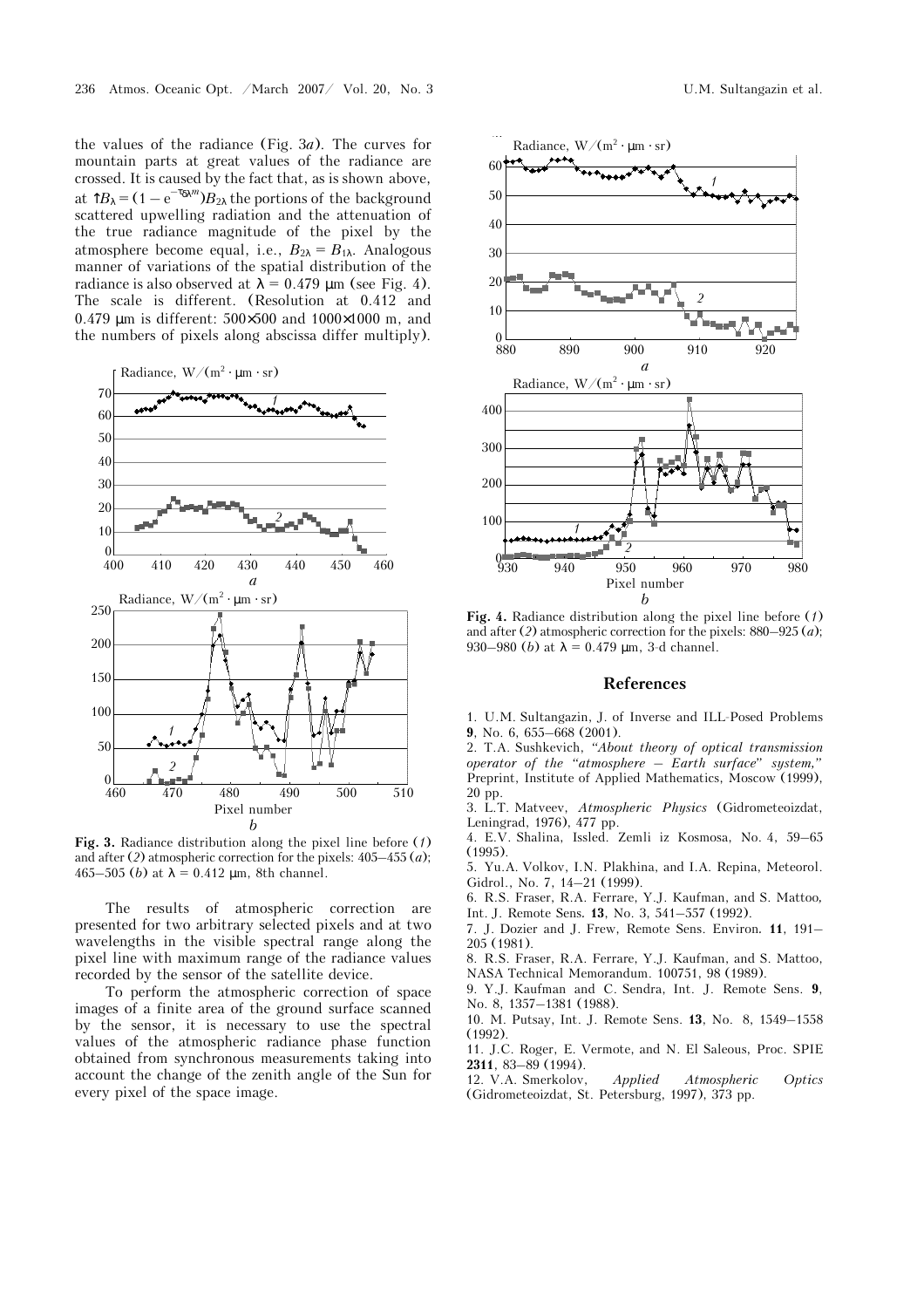the values of the radiance (Fig. 3*a*). The curves for mountain parts at great values of the radiance are crossed. It is caused by the fact that, as is shown above, at $\uparrow B_\lambda = (1 - e^{-\tau_{0\lambda}m})B_{2\lambda}$ the portions of the background scattered upwelling radiation and the attenuation of the true radiance magnitude of the pixel by the atmosphere become equal, i.e., $B_{2\lambda} = B_{1\lambda}$. Analogous manner of variations of the spatial distribution of the radiance is also observed at $\lambda = 0.479$ μm (see Fig. 4). The scale is different. (Resolution at 0.412 and 0.479 μm is different: 500×500 and 1000×1000 m, and the numbers of pixels along abscissa differ multiply).

Radiance, W/(m² · μm · sr)

*a*

Radiance, W/(m² · μm · sr)

Pixel number

*b*

**Fig. 3.** Radiance distribution along the pixel line before (*1*) and after (*2*) atmospheric correction for the pixels: 405–455 (*a*); 465–505 (*b*) at $\lambda = 0.412$ μm, 8th channel.

The results of atmospheric correction are presented for two arbitrary selected pixels and at two wavelengths in the visible spectral range along the pixel line with maximum range of the radiance values recorded by the sensor of the satellite device.

To perform the atmospheric correction of space images of a finite area of the ground surface scanned by the sensor, it is necessary to use the spectral values of the atmospheric radiance phase function obtained from synchronous measurements taking into account the change of the zenith angle of the Sun for every pixel of the space image.

Radiance, W/(m² · μm · sr)

*a*

Radiance, W/(m² · μm · sr)

Pixel number

*b*

**Fig. 4.** Radiance distribution along the pixel line before (*1*) and after (*2*) atmospheric correction for the pixels: 880–925 (*a*); 930–980 (*b*) at $\lambda = 0.479$ μm, 3-d channel.

## References

1. U.M. Sultangazin, J. of Inverse and ILL-Posed Problems **9**, No. 6, 655–668 (2001).
2. T.A. Sushkevich, *"About theory of optical transmission operator of the "atmosphere – Earth surface" system,"* Preprint, Institute of Applied Mathematics, Moscow (1999), 20 pp.
3. L.T. Matveev, *Atmospheric Physics* (Gidrometeoizdat, Leningrad, 1976), 477 pp.
4. E.V. Shalina, Issled. Zemli iz Kosmosa, No. 4, 59–65 (1995).
5. Yu.A. Volkov, I.N. Plakhina, and I.A. Repina, Meteorol. Gidrol., No. 7, 14–21 (1999).
6. R.S. Fraser, R.A. Ferrare, Y.J. Kaufman, and S. Mattoo, Int. J. Remote Sens. **13**, No. 3, 541–557 (1992).
7. J. Dozier and J. Frew, Remote Sens. Environ. **11**, 191–205 (1981).
8. R.S. Fraser, R.A. Ferrare, Y.J. Kaufman, and S. Mattoo, NASA Technical Memorandum. 100751, 98 (1989).
9. Y.J. Kaufman and C. Sendra, Int. J. Remote Sens. **9**, No. 8, 1357–1381 (1988).
10. M. Putsay, Int. J. Remote Sens. **13**, No. 8, 1549–1558 (1992).
11. J.C. Roger, E. Vermote, and N. El Saleous, Proc. SPIE **2311**, 83–89 (1994).
12. V.A. Smerkolov, *Applied Atmospheric Optics* (Gidrometeoizdat, St. Petersburg, 1997), 373 pp.